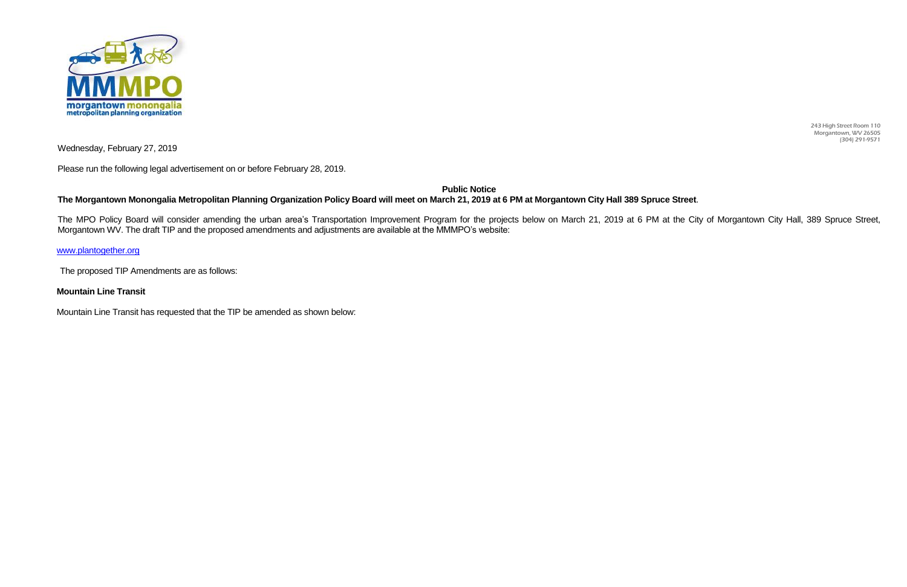243 High Street Room 110
Morgantown, WV 26505
(304) 291-9571

Wednesday, February 27, 2019

Please run the following legal advertisement on or before February 28, 2019.

**Public Notice**

**The Morgantown Monongalia Metropolitan Planning Organization Policy Board will meet on March 21, 2019 at 6 PM at Morgantown City Hall 389 Spruce Street**.

The MPO Policy Board will consider amending the urban area's Transportation Improvement Program for the projects below on March 21, 2019 at 6 PM at the City of Morgantown City Hall, 389 Spruce Street, Morgantown WV. The draft TIP and the proposed amendments and adjustments are available at the MMMPO's website:

www.plantogether.org

The proposed TIP Amendments are as follows:

**Mountain Line Transit**

Mountain Line Transit has requested that the TIP be amended as shown below: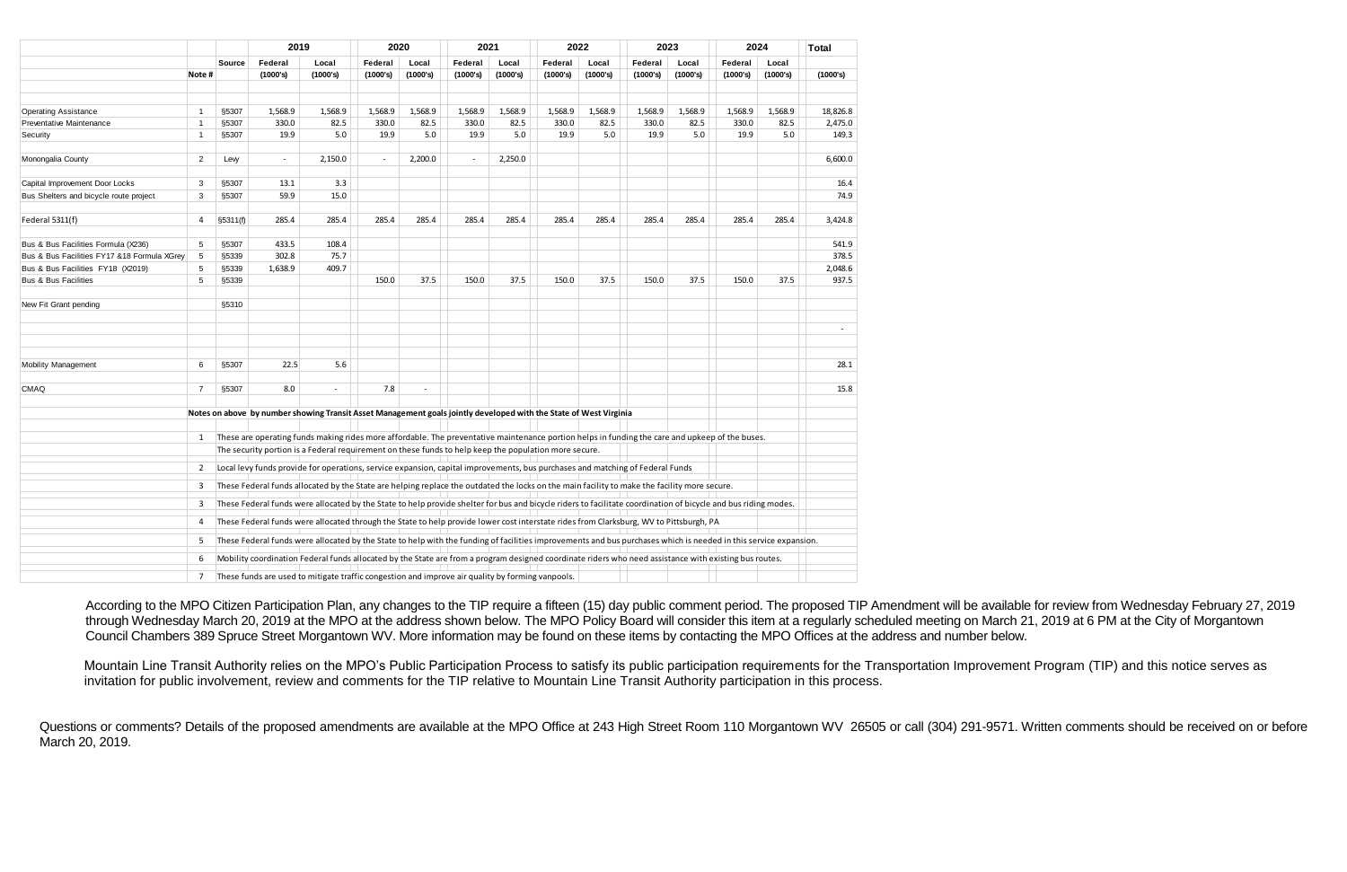| | | | 2019 | | 2020 | | 2021 | | 2022 | | 2023 | | 2024 | | Total |
|---|---|---|---|---|---|---|---|---|---|---|---|---|---|---|---|
| | | Source | Federal | Local | Federal | Local | Federal | Local | Federal | Local | Federal | Local | Federal | Local | |
| | Note # | | (1000's) | (1000's) | (1000's) | (1000's) | (1000's) | (1000's) | (1000's) | (1000's) | (1000's) | (1000's) | (1000's) | (1000's) | (1000's) |
| Operating Assistance | 1 | §5307 | 1,568.9 | 1,568.9 | 1,568.9 | 1,568.9 | 1,568.9 | 1,568.9 | 1,568.9 | 1,568.9 | 1,568.9 | 1,568.9 | 1,568.9 | 1,568.9 | 18,826.8 |
| Preventative Maintenance | 1 | §5307 | 330.0 | 82.5 | 330.0 | 82.5 | 330.0 | 82.5 | 330.0 | 82.5 | 330.0 | 82.5 | 330.0 | 82.5 | 2,475.0 |
| Security | 1 | §5307 | 19.9 | 5.0 | 19.9 | 5.0 | 19.9 | 5.0 | 19.9 | 5.0 | 19.9 | 5.0 | 19.9 | 5.0 | 149.3 |
| Monongalia County | 2 | Levy | - | 2,150.0 | - | 2,200.0 | - | 2,250.0 | | | | | | | 6,600.0 |
| Capital Improvement Door Locks | 3 | §5307 | 13.1 | 3.3 | | | | | | | | | | | 16.4 |
| Bus Shelters and bicycle route project | 3 | §5307 | 59.9 | 15.0 | | | | | | | | | | | 74.9 |
| Federal 5311(f) | 4 | §5311(f) | 285.4 | 285.4 | 285.4 | 285.4 | 285.4 | 285.4 | 285.4 | 285.4 | 285.4 | 285.4 | 285.4 | 285.4 | 3,424.8 |
| Bus & Bus Facilities Formula (X236) | 5 | §5307 | 433.5 | 108.4 | | | | | | | | | | | 541.9 |
| Bus & Bus Facilities FY17 &18 Formula XGrey | 5 | §5339 | 302.8 | 75.7 | | | | | | | | | | | 378.5 |
| Bus & Bus Facilities FY18 (X2019) | 5 | §5339 | 1,638.9 | 409.7 | | | | | | | | | | | 2,048.6 |
| Bus & Bus Facilities | 5 | §5339 | | | 150.0 | 37.5 | 150.0 | 37.5 | 150.0 | 37.5 | 150.0 | 37.5 | 150.0 | 37.5 | 937.5 |
| New Fit Grant pending | | §5310 | | | | | | | | | | | | | |
| | | | | | | | | | | | | | | | - |
| Mobility Management | 6 | §5307 | 22.5 | 5.6 | | | | | | | | | | | 28.1 |
| CMAQ | 7 | §5307 | 8.0 | - | 7.8 | - | | | | | | | | | 15.8 |

**Notes on above by number showing Transit Asset Management goals jointly developed with the State of West Virginia**

1. These are operating funds making rides more affordable. The preventative maintenance portion helps in funding the care and upkeep of the buses. The security portion is a Federal requirement on these funds to help keep the population more secure.
2. Local levy funds provide for operations, service expansion, capital improvements, bus purchases and matching of Federal Funds
3. These Federal funds allocated by the State are helping replace the outdated the locks on the main facility to make the facility more secure.
3. These Federal funds were allocated by the State to help provide shelter for bus and bicycle riders to facilitate coordination of bicycle and bus riding modes.
4. These Federal funds were allocated through the State to help provide lower cost interstate rides from Clarksburg, WV to Pittsburgh, PA
5. These Federal funds were allocated by the State to help with the funding of facilities improvements and bus purchases which is needed in this service expansion.
6. Mobility coordination Federal funds allocated by the State are from a program designed coordinate riders who need assistance with existing bus routes.
7. These funds are used to mitigate traffic congestion and improve air quality by forming vanpools.

According to the MPO Citizen Participation Plan, any changes to the TIP require a fifteen (15) day public comment period. The proposed TIP Amendment will be available for review from Wednesday February 27, 2019 through Wednesday March 20, 2019 at the MPO at the address shown below. The MPO Policy Board will consider this item at a regularly scheduled meeting on March 21, 2019 at 6 PM at the City of Morgantown Council Chambers 389 Spruce Street Morgantown WV. More information may be found on these items by contacting the MPO Offices at the address and number below.

Mountain Line Transit Authority relies on the MPO's Public Participation Process to satisfy its public participation requirements for the Transportation Improvement Program (TIP) and this notice serves as invitation for public involvement, review and comments for the TIP relative to Mountain Line Transit Authority participation in this process.

Questions or comments? Details of the proposed amendments are available at the MPO Office at 243 High Street Room 110 Morgantown WV 26505 or call (304) 291-9571. Written comments should be received on or before March 20, 2019.